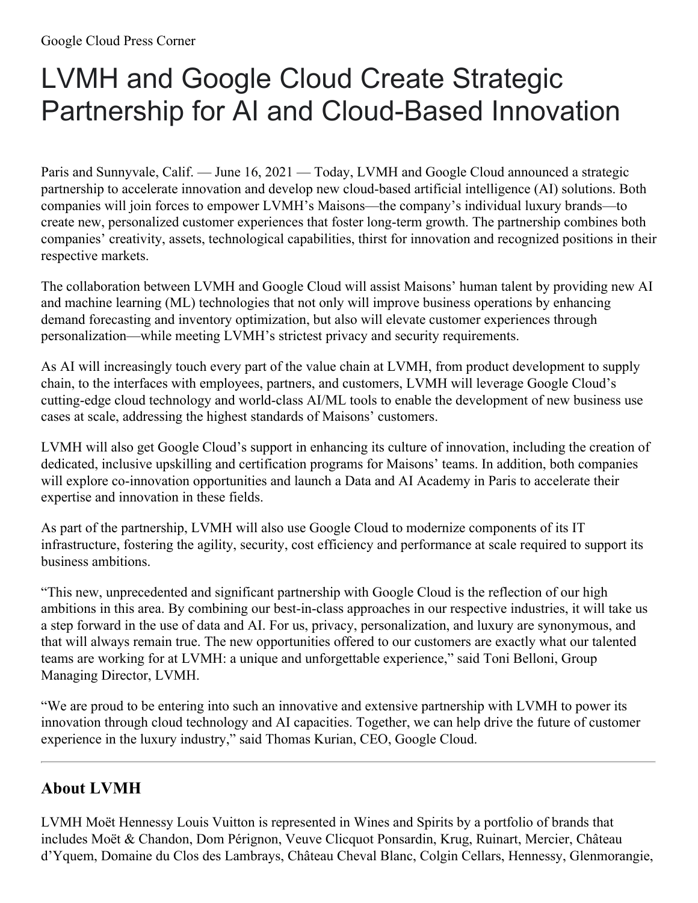Google Cloud Press Corner

# LVMH and Google Cloud Create Strategic Partnership for AI and Cloud-Based Innovation

Paris and Sunnyvale, Calif. — June 16, 2021 — Today, LVMH and Google Cloud announced a strategic partnership to accelerate innovation and develop new cloud-based artificial intelligence (AI) solutions. Both companies will join forces to empower LVMH's Maisons—the company's individual luxury brands—to create new, personalized customer experiences that foster long-term growth. The partnership combines both companies' creativity, assets, technological capabilities, thirst for innovation and recognized positions in their respective markets.

The collaboration between LVMH and Google Cloud will assist Maisons' human talent by providing new AI and machine learning (ML) technologies that not only will improve business operations by enhancing demand forecasting and inventory optimization, but also will elevate customer experiences through personalization—while meeting LVMH's strictest privacy and security requirements.

As AI will increasingly touch every part of the value chain at LVMH, from product development to supply chain, to the interfaces with employees, partners, and customers, LVMH will leverage Google Cloud's cutting-edge cloud technology and world-class AI/ML tools to enable the development of new business use cases at scale, addressing the highest standards of Maisons' customers.

LVMH will also get Google Cloud's support in enhancing its culture of innovation, including the creation of dedicated, inclusive upskilling and certification programs for Maisons' teams. In addition, both companies will explore co-innovation opportunities and launch a Data and AI Academy in Paris to accelerate their expertise and innovation in these fields.

As part of the partnership, LVMH will also use Google Cloud to modernize components of its IT infrastructure, fostering the agility, security, cost efficiency and performance at scale required to support its business ambitions.

"This new, unprecedented and significant partnership with Google Cloud is the reflection of our high ambitions in this area. By combining our best-in-class approaches in our respective industries, it will take us a step forward in the use of data and AI. For us, privacy, personalization, and luxury are synonymous, and that will always remain true. The new opportunities offered to our customers are exactly what our talented teams are working for at LVMH: a unique and unforgettable experience," said Toni Belloni, Group Managing Director, LVMH.

"We are proud to be entering into such an innovative and extensive partnership with LVMH to power its innovation through cloud technology and AI capacities. Together, we can help drive the future of customer experience in the luxury industry," said Thomas Kurian, CEO, Google Cloud.

---

## About LVMH

LVMH Moët Hennessy Louis Vuitton is represented in Wines and Spirits by a portfolio of brands that includes Moët & Chandon, Dom Pérignon, Veuve Clicquot Ponsardin, Krug, Ruinart, Mercier, Château d'Yquem, Domaine du Clos des Lambrays, Château Cheval Blanc, Colgin Cellars, Hennessy, Glenmorangie,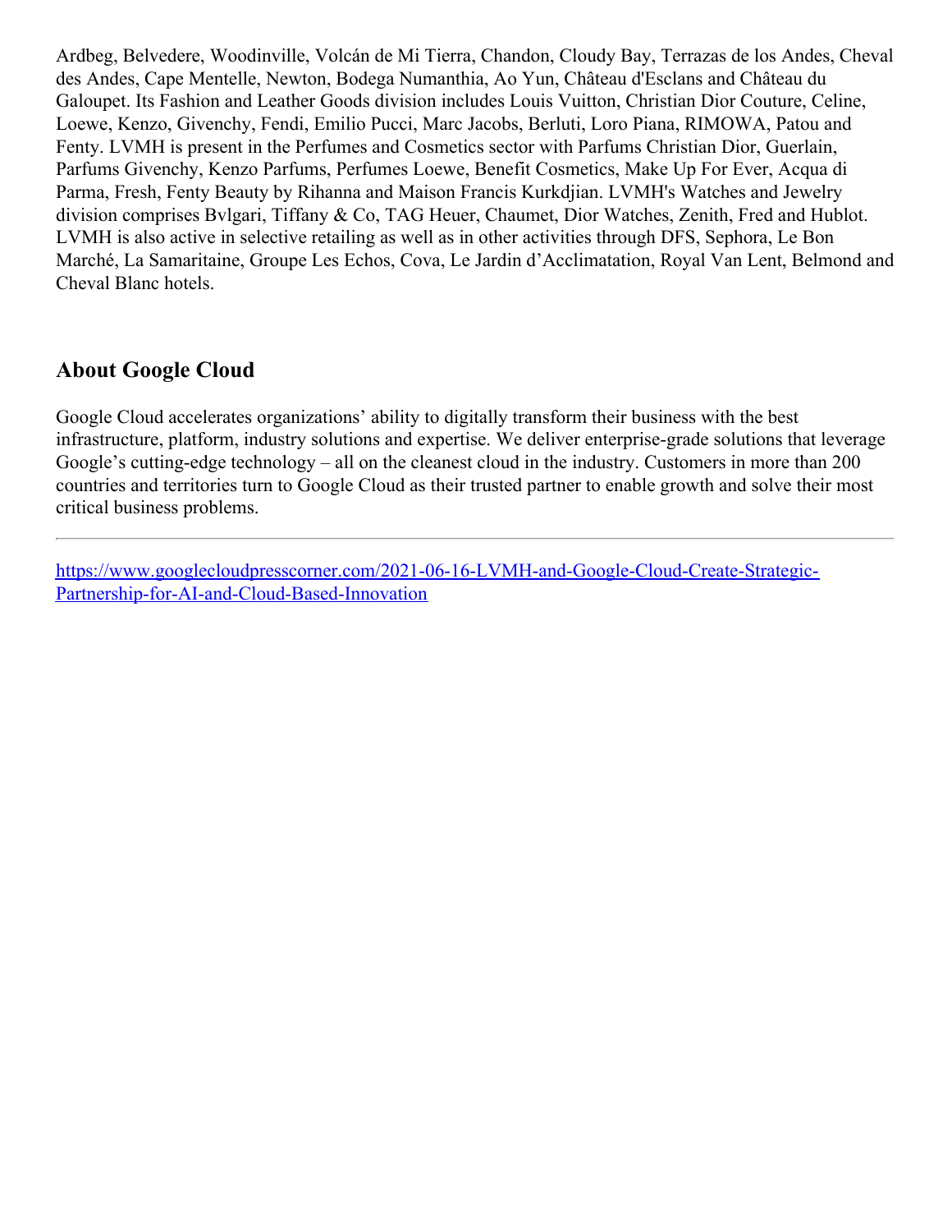Ardbeg, Belvedere, Woodinville, Volcán de Mi Tierra, Chandon, Cloudy Bay, Terrazas de los Andes, Cheval des Andes, Cape Mentelle, Newton, Bodega Numanthia, Ao Yun, Château d'Esclans and Château du Galoupet. Its Fashion and Leather Goods division includes Louis Vuitton, Christian Dior Couture, Celine, Loewe, Kenzo, Givenchy, Fendi, Emilio Pucci, Marc Jacobs, Berluti, Loro Piana, RIMOWA, Patou and Fenty. LVMH is present in the Perfumes and Cosmetics sector with Parfums Christian Dior, Guerlain, Parfums Givenchy, Kenzo Parfums, Perfumes Loewe, Benefit Cosmetics, Make Up For Ever, Acqua di Parma, Fresh, Fenty Beauty by Rihanna and Maison Francis Kurkdjian. LVMH's Watches and Jewelry division comprises Bvlgari, Tiffany & Co, TAG Heuer, Chaumet, Dior Watches, Zenith, Fred and Hublot. LVMH is also active in selective retailing as well as in other activities through DFS, Sephora, Le Bon Marché, La Samaritaine, Groupe Les Echos, Cova, Le Jardin d'Acclimatation, Royal Van Lent, Belmond and Cheval Blanc hotels.

## About Google Cloud

Google Cloud accelerates organizations' ability to digitally transform their business with the best infrastructure, platform, industry solutions and expertise. We deliver enterprise-grade solutions that leverage Google's cutting-edge technology – all on the cleanest cloud in the industry. Customers in more than 200 countries and territories turn to Google Cloud as their trusted partner to enable growth and solve their most critical business problems.

---

https://www.googlecloudpresscorner.com/2021-06-16-LVMH-and-Google-Cloud-Create-Strategic-Partnership-for-AI-and-Cloud-Based-Innovation